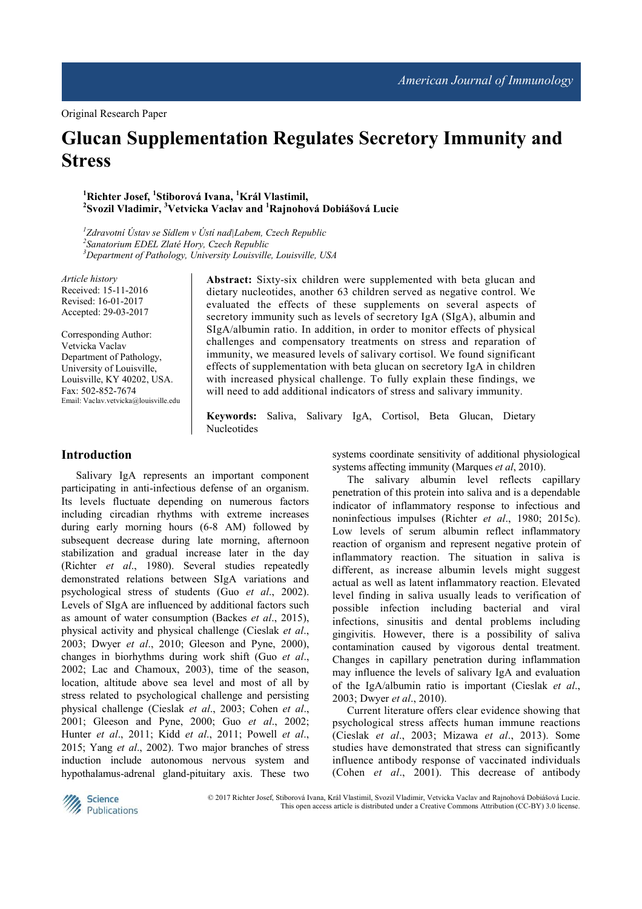Original Research Paper

# Glucan Supplementation Regulates Secretory Immunity and Stress

[1]Richter Josef, [1]Stiborová Ivana, [1]Král Vlastimil,
[2]Svozil Vladimir, [3]Vetvicka Vaclav and [1]Rajnohová Dobiášová Lucie

[1]*Zdravotní Ústav se Sídlem v Ústí nad|Labem, Czech Republic*
[2]*Sanatorium EDEL Zlaté Hory, Czech Republic*
[3]*Department of Pathology, University Louisville, Louisville, USA*

*Article history*
Received: 15-11-2016
Revised: 16-01-2017
Accepted: 29-03-2017

Corresponding Author:
Vetvicka Vaclav
Department of Pathology,
University of Louisville,
Louisville, KY 40202, USA.
Fax: 502-852-7674
Email: Vaclav.vetvicka@louisville.edu

**Abstract:** Sixty-six children were supplemented with beta glucan and dietary nucleotides, another 63 children served as negative control. We evaluated the effects of these supplements on several aspects of secretory immunity such as levels of secretory IgA (SIgA), albumin and SIgA/albumin ratio. In addition, in order to monitor effects of physical challenges and compensatory treatments on stress and reparation of immunity, we measured levels of salivary cortisol. We found significant effects of supplementation with beta glucan on secretory IgA in children with increased physical challenge. To fully explain these findings, we will need to add additional indicators of stress and salivary immunity.

**Keywords:** Saliva, Salivary IgA, Cortisol, Beta Glucan, Dietary Nucleotides

## Introduction

Salivary IgA represents an important component participating in anti-infectious defense of an organism. Its levels fluctuate depending on numerous factors including circadian rhythms with extreme increases during early morning hours (6-8 AM) followed by subsequent decrease during late morning, afternoon stabilization and gradual increase later in the day (Richter *et al*., 1980). Several studies repeatedly demonstrated relations between SIgA variations and psychological stress of students (Guo *et al*., 2002). Levels of SIgA are influenced by additional factors such as amount of water consumption (Backes *et al*., 2015), physical activity and physical challenge (Cieslak *et al*., 2003; Dwyer *et al*., 2010; Gleeson and Pyne, 2000), changes in biorhythms during work shift (Guo *et al*., 2002; Lac and Chamoux, 2003), time of the season, location, altitude above sea level and most of all by stress related to psychological challenge and persisting physical challenge (Cieslak *et al*., 2003; Cohen *et al*., 2001; Gleeson and Pyne, 2000; Guo *et al*., 2002; Hunter *et al*., 2011; Kidd *et al*., 2011; Powell *et al*., 2015; Yang *et al*., 2002). Two major branches of stress induction include autonomous nervous system and hypothalamus-adrenal gland-pituitary axis. These two systems coordinate sensitivity of additional physiological systems affecting immunity (Marques *et al*, 2010).

The salivary albumin level reflects capillary penetration of this protein into saliva and is a dependable indicator of inflammatory response to infectious and noninfectious impulses (Richter *et al*., 1980; 2015c). Low levels of serum albumin reflect inflammatory reaction of organism and represent negative protein of inflammatory reaction. The situation in saliva is different, as increase albumin levels might suggest actual as well as latent inflammatory reaction. Elevated level finding in saliva usually leads to verification of possible infection including bacterial and viral infections, sinusitis and dental problems including gingivitis. However, there is a possibility of saliva contamination caused by vigorous dental treatment. Changes in capillary penetration during inflammation may influence the levels of salivary IgA and evaluation of the IgA/albumin ratio is important (Cieslak *et al*., 2003; Dwyer *et al*., 2010).

Current literature offers clear evidence showing that psychological stress affects human immune reactions (Cieslak *et al*., 2003; Mizawa *et al*., 2013). Some studies have demonstrated that stress can significantly influence antibody response of vaccinated individuals (Cohen *et al*., 2001). This decrease of antibody

© 2017 Richter Josef, Stiborová Ivana, Král Vlastimil, Svozil Vladimir, Vetvicka Vaclav and Rajnohová Dobiášová Lucie. This open access article is distributed under a Creative Commons Attribution (CC-BY) 3.0 license.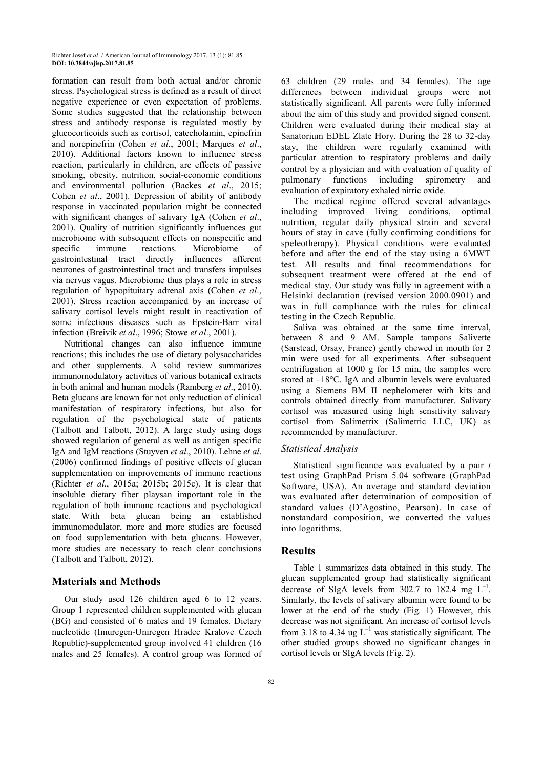formation can result from both actual and/or chronic stress. Psychological stress is defined as a result of direct negative experience or even expectation of problems. Some studies suggested that the relationship between stress and antibody response is regulated mostly by glucocorticoids such as cortisol, catecholamin, epinefrin and norepinefrin (Cohen *et al*., 2001; Marques *et al*., 2010). Additional factors known to influence stress reaction, particularly in children, are effects of passive smoking, obesity, nutrition, social-economic conditions and environmental pollution (Backes *et al*., 2015; Cohen *et al*., 2001). Depression of ability of antibody response in vaccinated population might be connected with significant changes of salivary IgA (Cohen *et al*., 2001). Quality of nutrition significantly influences gut microbiome with subsequent effects on nonspecific and specific immune reactions. Microbiome of gastrointestinal tract directly influences afferent neurones of gastrointestinal tract and transfers impulses via nervus vagus. Microbiome thus plays a role in stress regulation of hypopituitary adrenal axis (Cohen *et al*., 2001). Stress reaction accompanied by an increase of salivary cortisol levels might result in reactivation of some infectious diseases such as Epstein-Barr viral infection (Breivik *et al*., 1996; Stowe *et al*., 2001).

Nutritional changes can also influence immune reactions; this includes the use of dietary polysaccharides and other supplements. A solid review summarizes immunomodulatory activities of various botanical extracts in both animal and human models (Ramberg *et al*., 2010). Beta glucans are known for not only reduction of clinical manifestation of respiratory infections, but also for regulation of the psychological state of patients (Talbott and Talbott, 2012). A large study using dogs showed regulation of general as well as antigen specific IgA and IgM reactions (Stuyven *et al*., 2010). Lehne *et al*. (2006) confirmed findings of positive effects of glucan supplementation on improvements of immune reactions (Richter *et al*., 2015a; 2015b; 2015c). It is clear that insoluble dietary fiber playsan important role in the regulation of both immune reactions and psychological state. With beta glucan being an established immunomodulator, more and more studies are focused on food supplementation with beta glucans. However, more studies are necessary to reach clear conclusions (Talbott and Talbott, 2012).

## Materials and Methods

Our study used 126 children aged 6 to 12 years. Group 1 represented children supplemented with glucan (BG) and consisted of 6 males and 19 females. Dietary nucleotide (Imuregen-Uniregen Hradec Kralove Czech Republic)-supplemented group involved 41 children (16 males and 25 females). A control group was formed of 63 children (29 males and 34 females). The age differences between individual groups were not statistically significant. All parents were fully informed about the aim of this study and provided signed consent. Children were evaluated during their medical stay at Sanatorium EDEL Zlate Hory. During the 28 to 32-day stay, the children were regularly examined with particular attention to respiratory problems and daily control by a physician and with evaluation of quality of pulmonary functions including spirometry and evaluation of expiratory exhaled nitric oxide.

The medical regime offered several advantages including improved living conditions, optimal nutrition, regular daily physical strain and several hours of stay in cave (fully confirming conditions for speleotherapy). Physical conditions were evaluated before and after the end of the stay using a 6MWT test. All results and final recommendations for subsequent treatment were offered at the end of medical stay. Our study was fully in agreement with a Helsinki declaration (revised version 2000.0901) and was in full compliance with the rules for clinical testing in the Czech Republic.

Saliva was obtained at the same time interval, between 8 and 9 AM. Sample tampons Salivette (Sarstead, Orsay, France) gently chewed in mouth for 2 min were used for all experiments. After subsequent centrifugation at 1000 g for 15 min, the samples were stored at –18°C. IgA and albumin levels were evaluated using a Siemens BM II nephelometer with kits and controls obtained directly from manufacturer. Salivary cortisol was measured using high sensitivity salivary cortisol from Salimetrix (Salimetric LLC, UK) as recommended by manufacturer.

### Statistical Analysis

Statistical significance was evaluated by a pair *t* test using GraphPad Prism 5.04 software (GraphPad Software, USA). An average and standard deviation was evaluated after determination of composition of standard values (D'Agostino, Pearson). In case of nonstandard composition, we converted the values into logarithms.

## Results

Table 1 summarizes data obtained in this study. The glucan supplemented group had statistically significant decrease of SIgA levels from 302.7 to 182.4 mg $L^{-1}$. Similarly, the levels of salivary albumin were found to be lower at the end of the study (Fig. 1) However, this decrease was not significant. An increase of cortisol levels from 3.18 to 4.34 ug $L^{-1}$ was statistically significant. The other studied groups showed no significant changes in cortisol levels or SIgA levels (Fig. 2).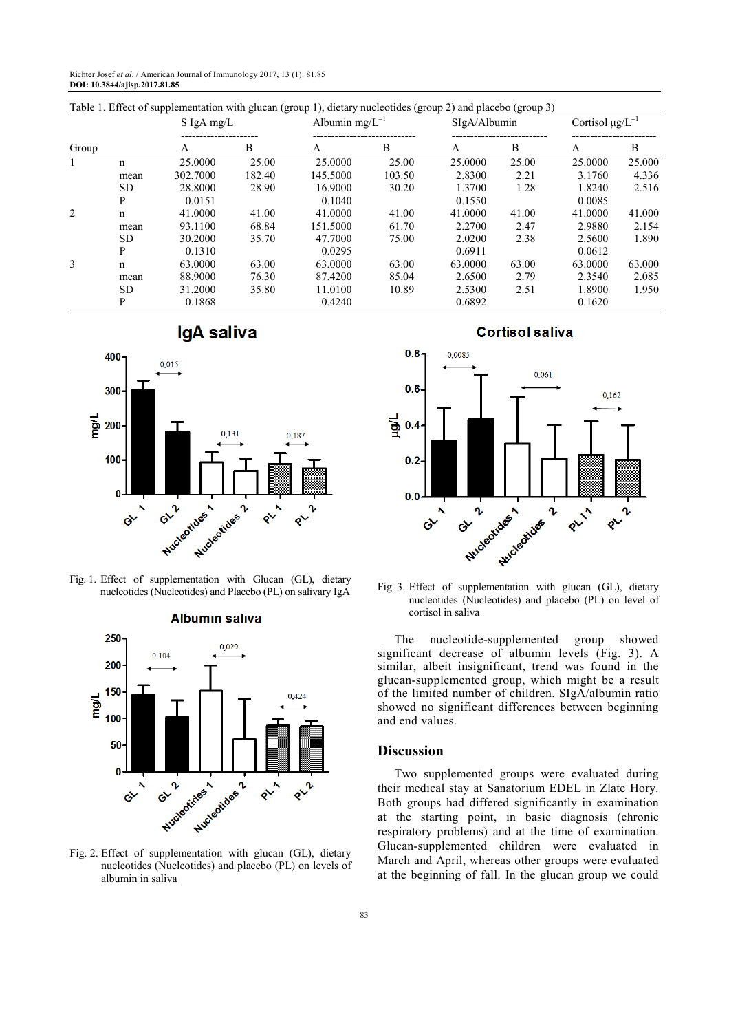Table 1. Effect of supplementation with glucan (group 1), dietary nucleotides (group 2) and placebo (group 3)

| Group | | S IgA mg/L | | Albumin mg/L$^{-1}$ | | SIgA/Albumin | | Cortisol μg/L$^{-1}$ | |
|---|---|---|---|---|---|---|---|---|---|
| | | A | B | A | B | A | B | A | B |
| 1 | n | 25.0000 | 25.00 | 25.0000 | 25.00 | 25.0000 | 25.00 | 25.0000 | 25.000 |
| | mean | 302.7000 | 182.40 | 145.5000 | 103.50 | 2.8300 | 2.21 | 3.1760 | 4.336 |
| | SD | 28.8000 | 28.90 | 16.9000 | 30.20 | 1.3700 | 1.28 | 1.8240 | 2.516 |
| | P | 0.0151 | | 0.1040 | | 0.1550 | | 0.0085 | |
| 2 | n | 41.0000 | 41.00 | 41.0000 | 41.00 | 41.0000 | 41.00 | 41.0000 | 41.000 |
| | mean | 93.1100 | 68.84 | 151.5000 | 61.70 | 2.2700 | 2.47 | 2.9880 | 2.154 |
| | SD | 30.2000 | 35.70 | 47.7000 | 75.00 | 2.0200 | 2.38 | 2.5600 | 1.890 |
| | P | 0.1310 | | 0.0295 | | 0.6911 | | 0.0612 | |
| 3 | n | 63.0000 | 63.00 | 63.0000 | 63.00 | 63.0000 | 63.00 | 63.0000 | 63.000 |
| | mean | 88.9000 | 76.30 | 87.4200 | 85.04 | 2.6500 | 2.79 | 2.3540 | 2.085 |
| | SD | 31.2000 | 35.80 | 11.0100 | 10.89 | 2.5300 | 2.51 | 1.8900 | 1.950 |
| | P | 0.1868 | | 0.4240 | | 0.6892 | | 0.1620 | |

Fig. 1. Effect of supplementation with Glucan (GL), dietary nucleotides (Nucleotides) and Placebo (PL) on salivary IgA

Fig. 2. Effect of supplementation with glucan (GL), dietary nucleotides (Nucleotides) and placebo (PL) on levels of albumin in saliva

Fig. 3. Effect of supplementation with glucan (GL), dietary nucleotides (Nucleotides) and placebo (PL) on level of cortisol in saliva

The nucleotide-supplemented group showed significant decrease of albumin levels (Fig. 3). A similar, albeit insignificant, trend was found in the glucan-supplemented group, which might be a result of the limited number of children. SIgA/albumin ratio showed no significant differences between beginning and end values.

## Discussion

Two supplemented groups were evaluated during their medical stay at Sanatorium EDEL in Zlate Hory. Both groups had differed significantly in examination at the starting point, in basic diagnosis (chronic respiratory problems) and at the time of examination. Glucan-supplemented children were evaluated in March and April, whereas other groups were evaluated at the beginning of fall. In the glucan group we could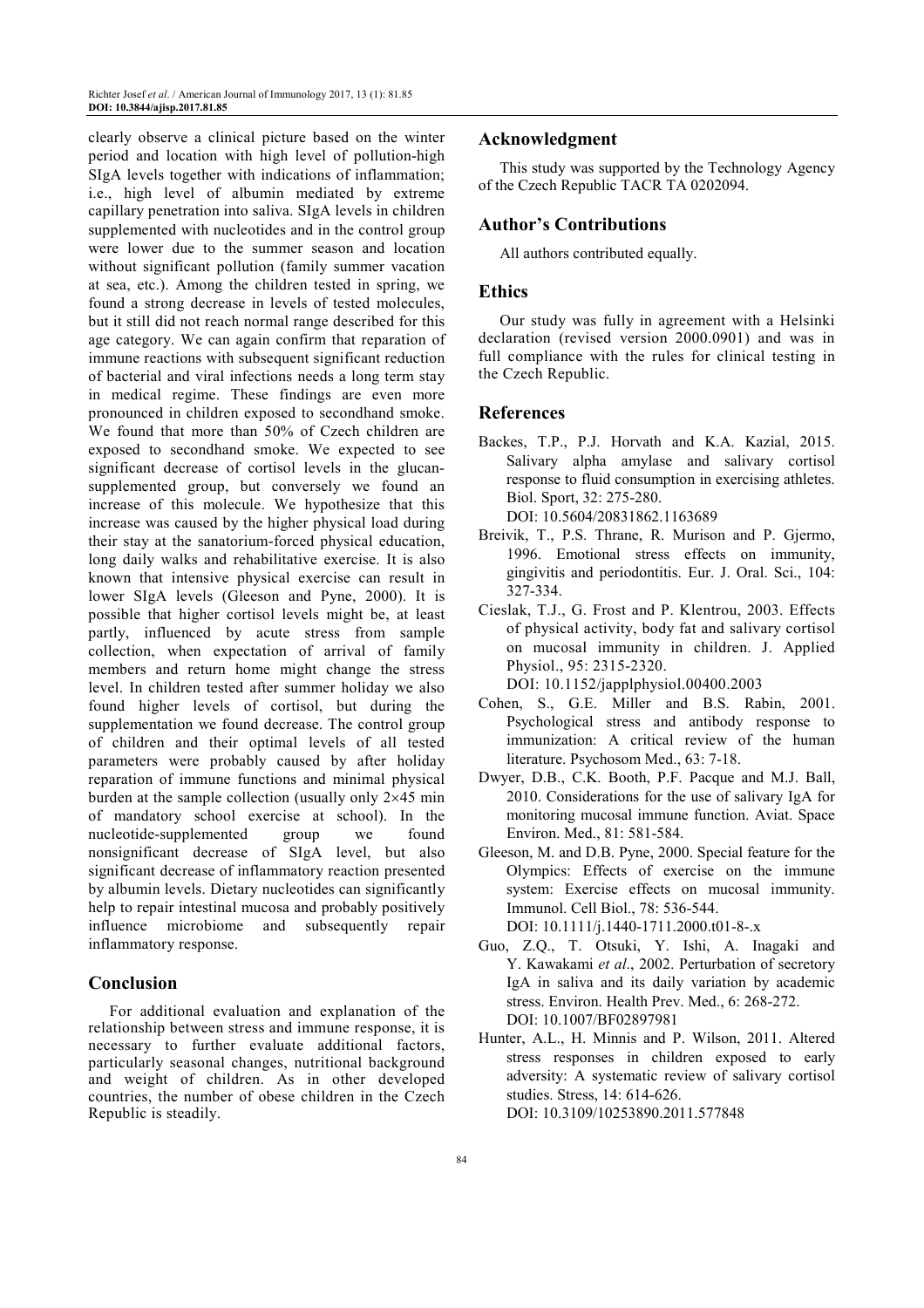clearly observe a clinical picture based on the winter period and location with high level of pollution-high SIgA levels together with indications of inflammation; i.e., high level of albumin mediated by extreme capillary penetration into saliva. SIgA levels in children supplemented with nucleotides and in the control group were lower due to the summer season and location without significant pollution (family summer vacation at sea, etc.). Among the children tested in spring, we found a strong decrease in levels of tested molecules, but it still did not reach normal range described for this age category. We can again confirm that reparation of immune reactions with subsequent significant reduction of bacterial and viral infections needs a long term stay in medical regime. These findings are even more pronounced in children exposed to secondhand smoke. We found that more than 50% of Czech children are exposed to secondhand smoke. We expected to see significant decrease of cortisol levels in the glucan-supplemented group, but conversely we found an increase of this molecule. We hypothesize that this increase was caused by the higher physical load during their stay at the sanatorium-forced physical education, long daily walks and rehabilitative exercise. It is also known that intensive physical exercise can result in lower SIgA levels (Gleeson and Pyne, 2000). It is possible that higher cortisol levels might be, at least partly, influenced by acute stress from sample collection, when expectation of arrival of family members and return home might change the stress level. In children tested after summer holiday we also found higher levels of cortisol, but during the supplementation we found decrease. The control group of children and their optimal levels of all tested parameters were probably caused by after holiday reparation of immune functions and minimal physical burden at the sample collection (usually only 2×45 min of mandatory school exercise at school). In the nucleotide-supplemented group we found nonsignificant decrease of SIgA level, but also significant decrease of inflammatory reaction presented by albumin levels. Dietary nucleotides can significantly help to repair intestinal mucosa and probably positively influence microbiome and subsequently repair inflammatory response.

## Conclusion

For additional evaluation and explanation of the relationship between stress and immune response, it is necessary to further evaluate additional factors, particularly seasonal changes, nutritional background and weight of children. As in other developed countries, the number of obese children in the Czech Republic is steadily.

## Acknowledgment

This study was supported by the Technology Agency of the Czech Republic TACR TA 0202094.

## Author's Contributions

All authors contributed equally.

## Ethics

Our study was fully in agreement with a Helsinki declaration (revised version 2000.0901) and was in full compliance with the rules for clinical testing in the Czech Republic.

## References

Backes, T.P., P.J. Horvath and K.A. Kazial, 2015. Salivary alpha amylase and salivary cortisol response to fluid consumption in exercising athletes. Biol. Sport, 32: 275-280. DOI: 10.5604/20831862.1163689

Breivik, T., P.S. Thrane, R. Murison and P. Gjermo, 1996. Emotional stress effects on immunity, gingivitis and periodontitis. Eur. J. Oral. Sci., 104: 327-334.

Cieslak, T.J., G. Frost and P. Klentrou, 2003. Effects of physical activity, body fat and salivary cortisol on mucosal immunity in children. J. Applied Physiol., 95: 2315-2320. DOI: 10.1152/japplphysiol.00400.2003

Cohen, S., G.E. Miller and B.S. Rabin, 2001. Psychological stress and antibody response to immunization: A critical review of the human literature. Psychosom Med., 63: 7-18.

Dwyer, D.B., C.K. Booth, P.F. Pacque and M.J. Ball, 2010. Considerations for the use of salivary IgA for monitoring mucosal immune function. Aviat. Space Environ. Med., 81: 581-584.

Gleeson, M. and D.B. Pyne, 2000. Special feature for the Olympics: Effects of exercise on the immune system: Exercise effects on mucosal immunity. Immunol. Cell Biol., 78: 536-544. DOI: 10.1111/j.1440-1711.2000.t01-8-.x

Guo, Z.Q., T. Otsuki, Y. Ishi, A. Inagaki and Y. Kawakami *et al*., 2002. Perturbation of secretory IgA in saliva and its daily variation by academic stress. Environ. Health Prev. Med., 6: 268-272. DOI: 10.1007/BF02897981

Hunter, A.L., H. Minnis and P. Wilson, 2011. Altered stress responses in children exposed to early adversity: A systematic review of salivary cortisol studies. Stress, 14: 614-626. DOI: 10.3109/10253890.2011.577848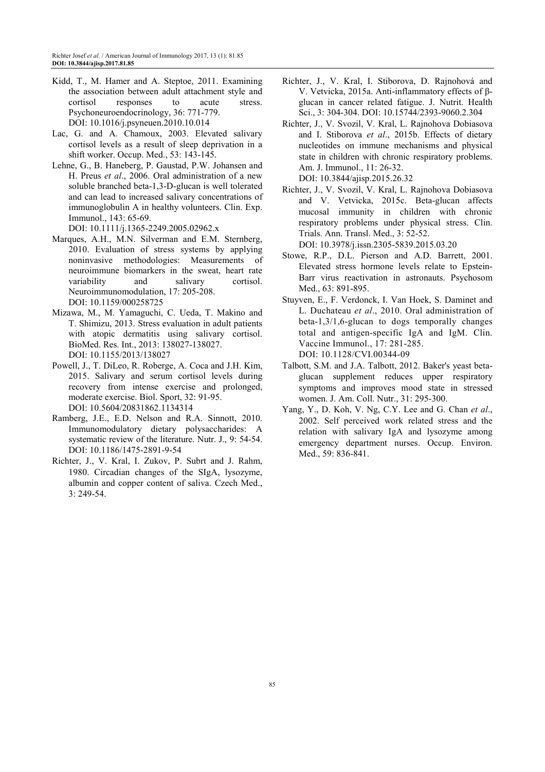Kidd, T., M. Hamer and A. Steptoe, 2011. Examining the association between adult attachment style and cortisol responses to acute stress. Psychoneuroendocrinology, 36: 771-779. DOI: 10.1016/j.psyneuen.2010.10.014

Lac, G. and A. Chamoux, 2003. Elevated salivary cortisol levels as a result of sleep deprivation in a shift worker. Occup. Med., 53: 143-145.

Lehne, G., B. Haneberg, P. Gaustad, P.W. Johansen and H. Preus *et al*., 2006. Oral administration of a new soluble branched beta-1,3-D-glucan is well tolerated and can lead to increased salivary concentrations of immunoglobulin A in healthy volunteers. Clin. Exp. Immunol., 143: 65-69. DOI: 10.1111/j.1365-2249.2005.02962.x

Marques, A.H., M.N. Silverman and E.M. Sternberg, 2010. Evaluation of stress systems by applying noninvasive methodologies: Measurements of neuroimmune biomarkers in the sweat, heart rate variability and salivary cortisol. Neuroimmunomodulation, 17: 205-208. DOI: 10.1159/000258725

Mizawa, M., M. Yamaguchi, C. Ueda, T. Makino and T. Shimizu, 2013. Stress evaluation in adult patients with atopic dermatitis using salivary cortisol. BioMed. Res. Int., 2013: 138027-138027. DOI: 10.1155/2013/138027

Powell, J., T. DiLeo, R. Roberge, A. Coca and J.H. Kim, 2015. Salivary and serum cortisol levels during recovery from intense exercise and prolonged, moderate exercise. Biol. Sport, 32: 91-95. DOI: 10.5604/20831862.1134314

Ramberg, J.E., E.D. Nelson and R.A. Sinnott, 2010. Immunomodulatory dietary polysaccharides: A systematic review of the literature. Nutr. J., 9: 54-54. DOI: 10.1186/1475-2891-9-54

Richter, J., V. Kral, I. Zukov, P. Subrt and J. Rahm, 1980. Circadian changes of the SIgA, lysozyme, albumin and copper content of saliva. Czech Med., 3: 249-54.

Richter, J., V. Kral, I. Stiborova, D. Rajnohová and V. Vetvicka, 2015a. Anti-inflammatory effects of β-glucan in cancer related fatigue. J. Nutrit. Health Sci., 3: 304-304. DOI: 10.15744/2393-9060.2.304

Richter, J., V. Svozil, V. Kral, L. Rajnohova Dobiasova and I. Stiborova *et al*., 2015b. Effects of dietary nucleotides on immune mechanisms and physical state in children with chronic respiratory problems. Am. J. Immunol., 11: 26-32. DOI: 10.3844/ajisp.2015.26.32

Richter, J., V. Svozil, V. Kral, L. Rajnohova Dobiasova and V. Vetvicka, 2015c. Beta-glucan affects mucosal immunity in children with chronic respiratory problems under physical stress. Clin. Trials. Ann. Transl. Med., 3: 52-52. DOI: 10.3978/j.issn.2305-5839.2015.03.20

Stowe, R.P., D.L. Pierson and A.D. Barrett, 2001. Elevated stress hormone levels relate to Epstein-Barr virus reactivation in astronauts. Psychosom Med., 63: 891-895.

Stuyven, E., F. Verdonck, I. Van Hoek, S. Daminet and L. Duchateau *et al*., 2010. Oral administration of beta-1,3/1,6-glucan to dogs temporally changes total and antigen-specific IgA and IgM. Clin. Vaccine Immunol., 17: 281-285. DOI: 10.1128/CVI.00344-09

Talbott, S.M. and J.A. Talbott, 2012. Baker's yeast beta-glucan supplement reduces upper respiratory symptoms and improves mood state in stressed women. J. Am. Coll. Nutr., 31: 295-300.

Yang, Y., D. Koh, V. Ng, C.Y. Lee and G. Chan *et al*., 2002. Self perceived work related stress and the relation with salivary IgA and lysozyme among emergency department nurses. Occup. Environ. Med., 59: 836-841.